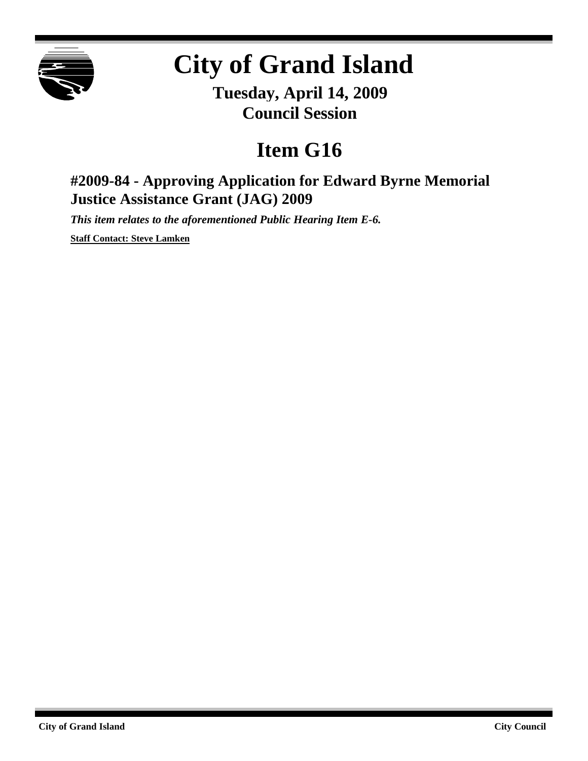# City of Grand Island

**Tuesday, April 14, 2009**
**Council Session**

## Item G16

### #2009-84 - Approving Application for Edward Byrne Memorial Justice Assistance Grant (JAG) 2009

***This item relates to the aforementioned Public Hearing Item E-6.***

**Staff Contact: Steve Lamken**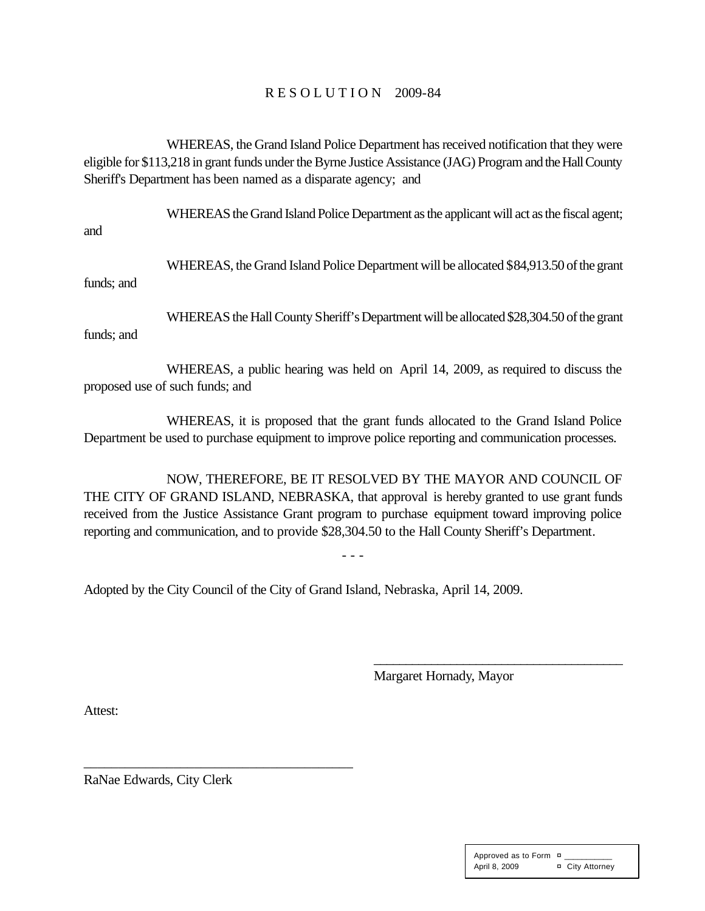# R E S O L U T I O N 2009-84

WHEREAS, the Grand Island Police Department has received notification that they were eligible for $113,218 in grant funds under the Byrne Justice Assistance (JAG) Program and the Hall County Sheriff's Department has been named as a disparate agency; and

WHEREAS the Grand Island Police Department as the applicant will act as the fiscal agent; and

WHEREAS, the Grand Island Police Department will be allocated $84,913.50 of the grant funds; and

WHEREAS the Hall County Sheriff's Department will be allocated $28,304.50 of the grant funds; and

WHEREAS, a public hearing was held on April 14, 2009, as required to discuss the proposed use of such funds; and

WHEREAS, it is proposed that the grant funds allocated to the Grand Island Police Department be used to purchase equipment to improve police reporting and communication processes.

NOW, THEREFORE, BE IT RESOLVED BY THE MAYOR AND COUNCIL OF THE CITY OF GRAND ISLAND, NEBRASKA, that approval is hereby granted to use grant funds received from the Justice Assistance Grant program to purchase equipment toward improving police reporting and communication, and to provide $28,304.50 to the Hall County Sheriff's Department.

- - -

Adopted by the City Council of the City of Grand Island, Nebraska, April 14, 2009.

\_\_\_\_\_\_\_\_\_\_\_\_\_\_\_\_\_\_\_\_\_\_\_\_\_\_\_\_\_\_\_\_\_\_\_\_
Margaret Hornady, Mayor

Attest:

\_\_\_\_\_\_\_\_\_\_\_\_\_\_\_\_\_\_\_\_\_\_\_\_\_\_\_\_\_\_\_\_\_\_\_\_
RaNae Edwards, City Clerk

| | |
|---|---|
| Approved as to Form ¤ | \_\_\_\_\_\_\_\_\_\_ |
| April 8, 2009 | ¤ City Attorney |